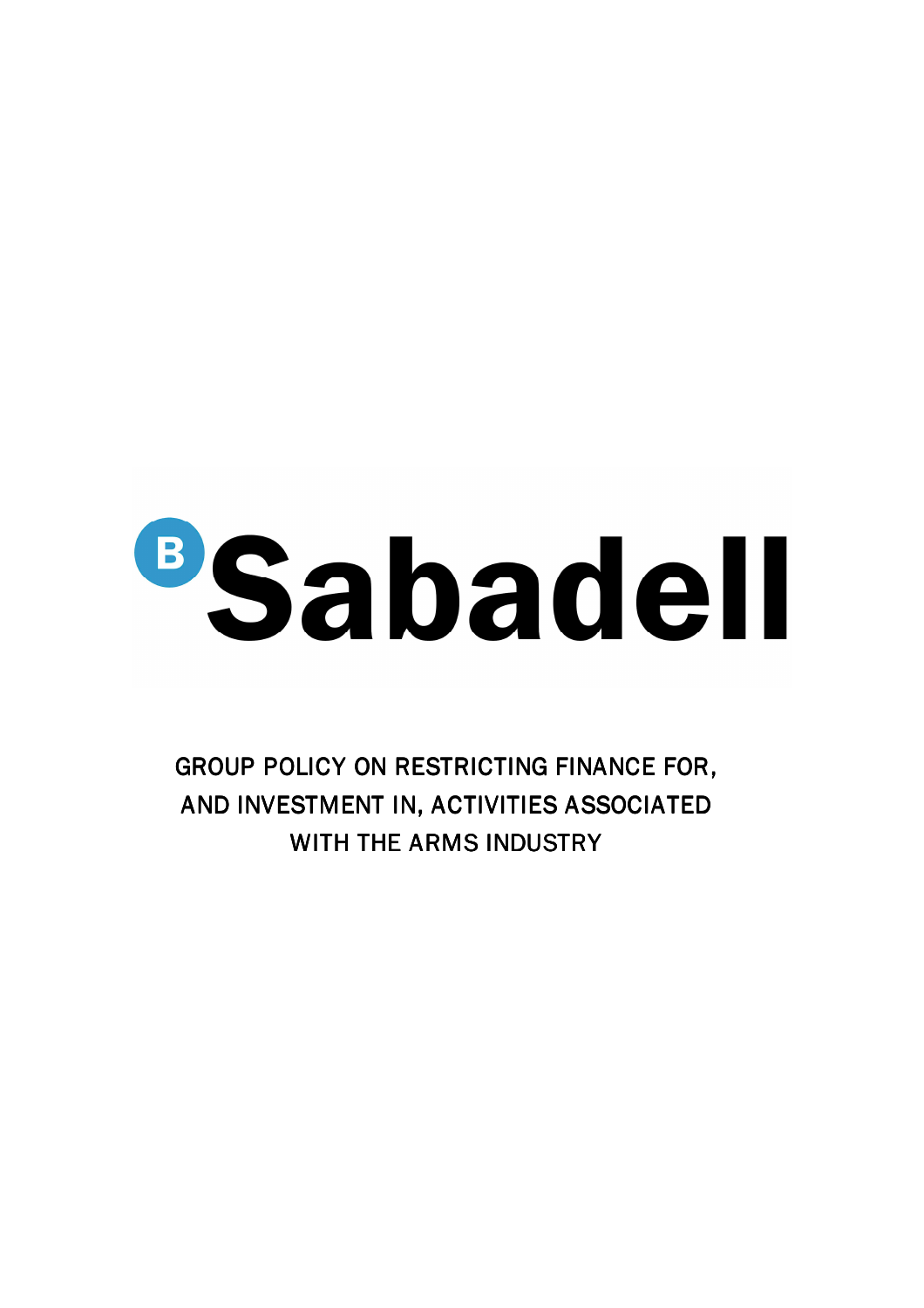# Sabadell

GROUP POLICY ON RESTRICTING FINANCE FOR, AND INVESTMENT IN, ACTIVITIES ASSOCIATED WITH THE ARMS INDUSTRY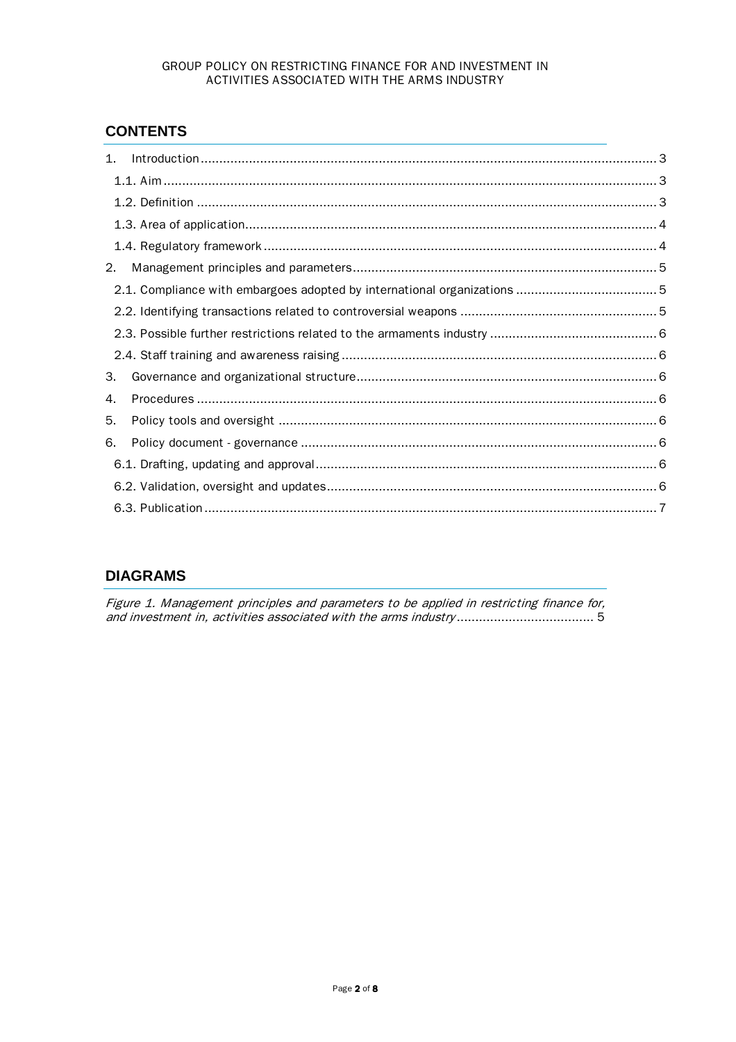## CONTENTS

1. Introduction ........ 3
   - 1.1. Aim ........ 3
   - 1.2. Definition ........ 3
   - 1.3. Area of application ........ 4
   - 1.4. Regulatory framework ........ 4
2. Management principles and parameters ........ 5
   - 2.1. Compliance with embargoes adopted by international organizations ........ 5
   - 2.2. Identifying transactions related to controversial weapons ........ 5
   - 2.3. Possible further restrictions related to the armaments industry ........ 6
   - 2.4. Staff training and awareness raising ........ 6
3. Governance and organizational structure ........ 6
4. Procedures ........ 6
5. Policy tools and oversight ........ 6
6. Policy document - governance ........ 6
   - 6.1. Drafting, updating and approval ........ 6
   - 6.2. Validation, oversight and updates ........ 6
   - 6.3. Publication ........ 7

## DIAGRAMS

*Figure 1. Management principles and parameters to be applied in restricting finance for, and investment in, activities associated with the arms industry* ........ 5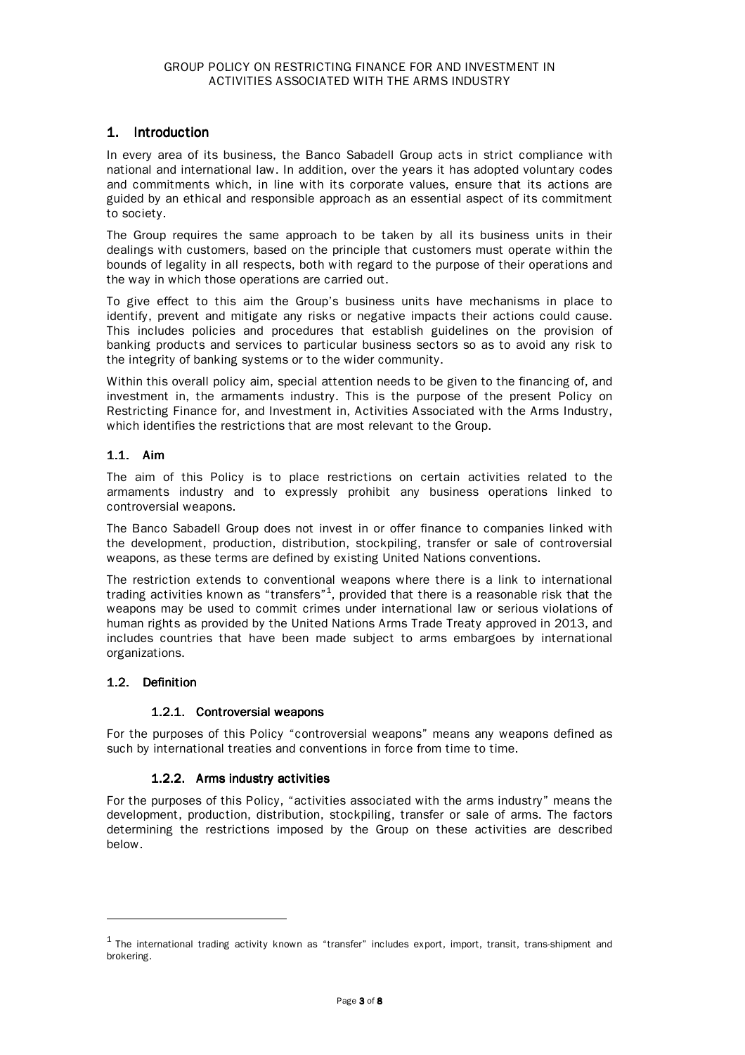## 1. Introduction

In every area of its business, the Banco Sabadell Group acts in strict compliance with national and international law. In addition, over the years it has adopted voluntary codes and commitments which, in line with its corporate values, ensure that its actions are guided by an ethical and responsible approach as an essential aspect of its commitment to society.

The Group requires the same approach to be taken by all its business units in their dealings with customers, based on the principle that customers must operate within the bounds of legality in all respects, both with regard to the purpose of their operations and the way in which those operations are carried out.

To give effect to this aim the Group's business units have mechanisms in place to identify, prevent and mitigate any risks or negative impacts their actions could cause. This includes policies and procedures that establish guidelines on the provision of banking products and services to particular business sectors so as to avoid any risk to the integrity of banking systems or to the wider community.

Within this overall policy aim, special attention needs to be given to the financing of, and investment in, the armaments industry. This is the purpose of the present Policy on Restricting Finance for, and Investment in, Activities Associated with the Arms Industry, which identifies the restrictions that are most relevant to the Group.

### 1.1. Aim

The aim of this Policy is to place restrictions on certain activities related to the armaments industry and to expressly prohibit any business operations linked to controversial weapons.

The Banco Sabadell Group does not invest in or offer finance to companies linked with the development, production, distribution, stockpiling, transfer or sale of controversial weapons, as these terms are defined by existing United Nations conventions.

The restriction extends to conventional weapons where there is a link to international trading activities known as "transfers"[1], provided that there is a reasonable risk that the weapons may be used to commit crimes under international law or serious violations of human rights as provided by the United Nations Arms Trade Treaty approved in 2013, and includes countries that have been made subject to arms embargoes by international organizations.

### 1.2. Definition

#### 1.2.1. Controversial weapons

For the purposes of this Policy "controversial weapons" means any weapons defined as such by international treaties and conventions in force from time to time.

#### 1.2.2. Arms industry activities

For the purposes of this Policy, "activities associated with the arms industry" means the development, production, distribution, stockpiling, transfer or sale of arms. The factors determining the restrictions imposed by the Group on these activities are described below.

---

[1] The international trading activity known as "transfer" includes export, import, transit, trans-shipment and brokering.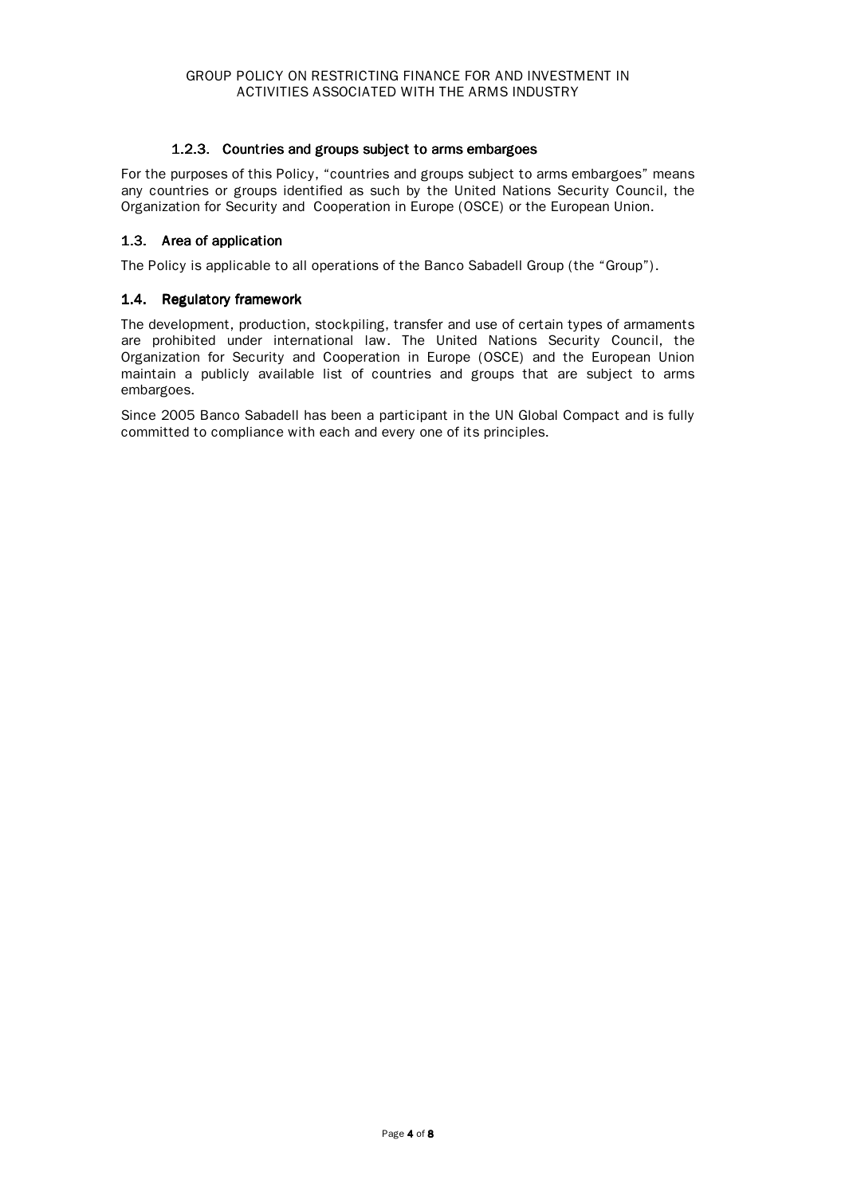#### 1.2.3. Countries and groups subject to arms embargoes

For the purposes of this Policy, "countries and groups subject to arms embargoes" means any countries or groups identified as such by the United Nations Security Council, the Organization for Security and Cooperation in Europe (OSCE) or the European Union.

### 1.3. Area of application

The Policy is applicable to all operations of the Banco Sabadell Group (the "Group").

### 1.4. Regulatory framework

The development, production, stockpiling, transfer and use of certain types of armaments are prohibited under international law. The United Nations Security Council, the Organization for Security and Cooperation in Europe (OSCE) and the European Union maintain a publicly available list of countries and groups that are subject to arms embargoes.

Since 2005 Banco Sabadell has been a participant in the UN Global Compact and is fully committed to compliance with each and every one of its principles.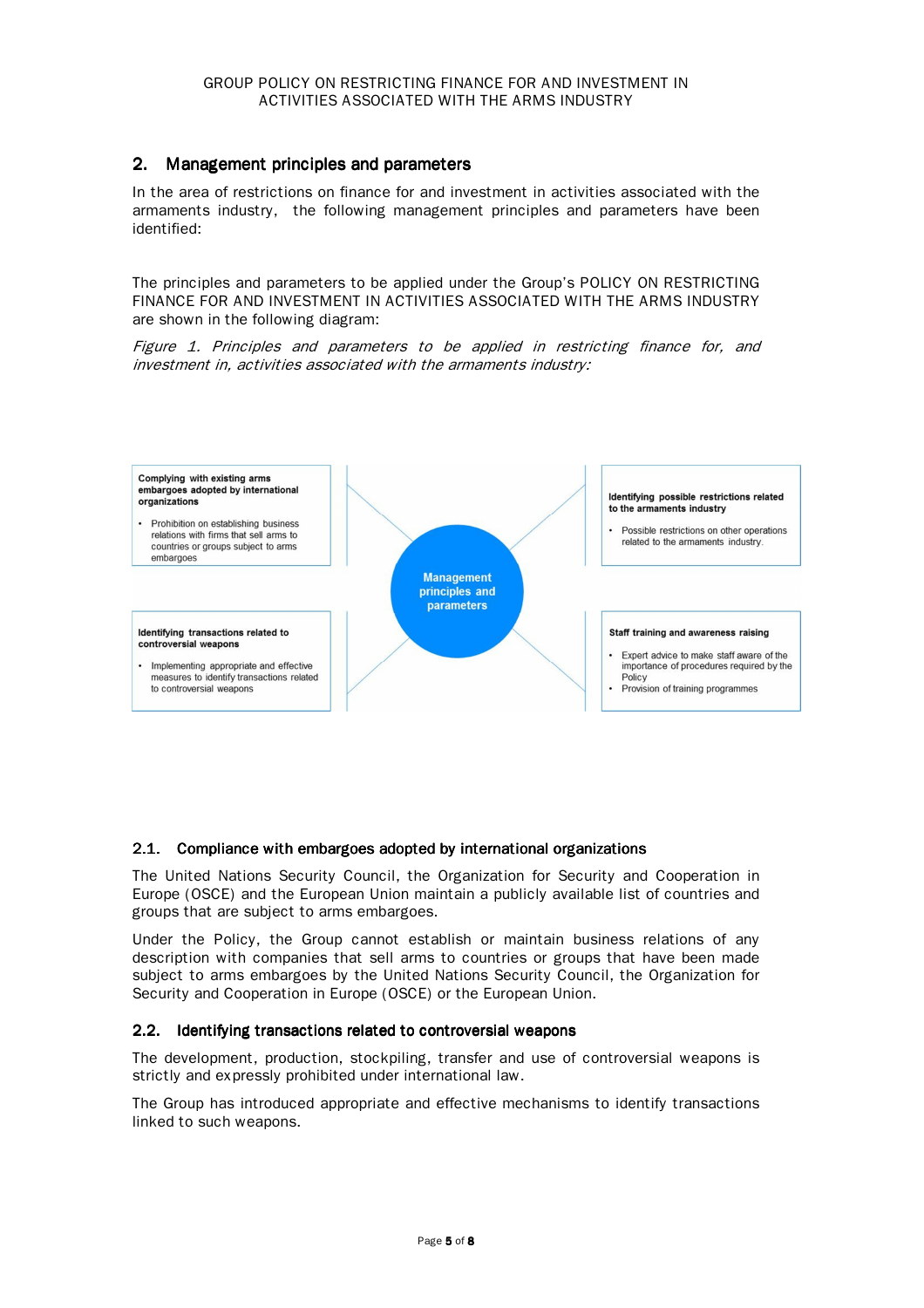## 2. Management principles and parameters

In the area of restrictions on finance for and investment in activities associated with the armaments industry, the following management principles and parameters have been identified:

The principles and parameters to be applied under the Group's POLICY ON RESTRICTING FINANCE FOR AND INVESTMENT IN ACTIVITIES ASSOCIATED WITH THE ARMS INDUSTRY are shown in the following diagram:

*Figure 1. Principles and parameters to be applied in restricting finance for, and investment in, activities associated with the armaments industry:*

**Management principles and parameters**

**Complying with existing arms embargoes adopted by international organizations**

- Prohibition on establishing business relations with firms that sell arms to countries or groups subject to arms embargoes

**Identifying possible restrictions related to the armaments industry**

- Possible restrictions on other operations related to the armaments industry.

**Identifying transactions related to controversial weapons**

- Implementing appropriate and effective measures to identify transactions related to controversial weapons

**Staff training and awareness raising**

- Expert advice to make staff aware of the importance of procedures required by the Policy
- Provision of training programmes

### 2.1. Compliance with embargoes adopted by international organizations

The United Nations Security Council, the Organization for Security and Cooperation in Europe (OSCE) and the European Union maintain a publicly available list of countries and groups that are subject to arms embargoes.

Under the Policy, the Group cannot establish or maintain business relations of any description with companies that sell arms to countries or groups that have been made subject to arms embargoes by the United Nations Security Council, the Organization for Security and Cooperation in Europe (OSCE) or the European Union.

### 2.2. Identifying transactions related to controversial weapons

The development, production, stockpiling, transfer and use of controversial weapons is strictly and expressly prohibited under international law.

The Group has introduced appropriate and effective mechanisms to identify transactions linked to such weapons.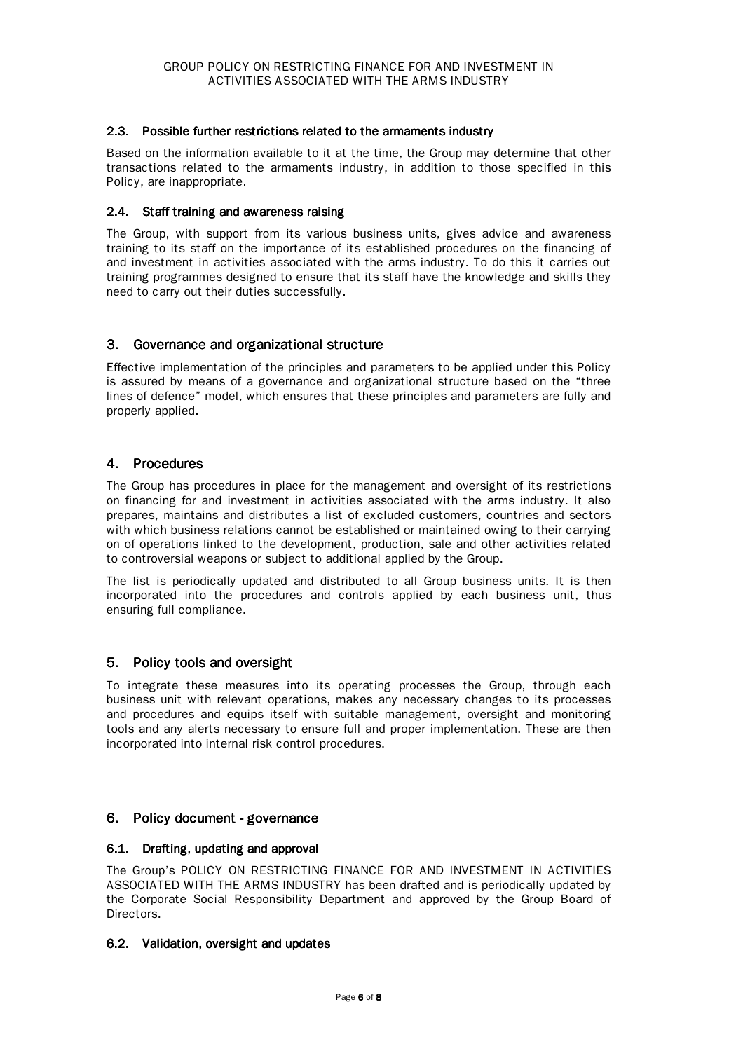### 2.3. Possible further restrictions related to the armaments industry

Based on the information available to it at the time, the Group may determine that other transactions related to the armaments industry, in addition to those specified in this Policy, are inappropriate.

### 2.4. Staff training and awareness raising

The Group, with support from its various business units, gives advice and awareness training to its staff on the importance of its established procedures on the financing of and investment in activities associated with the arms industry. To do this it carries out training programmes designed to ensure that its staff have the knowledge and skills they need to carry out their duties successfully.

## 3. Governance and organizational structure

Effective implementation of the principles and parameters to be applied under this Policy is assured by means of a governance and organizational structure based on the "three lines of defence" model, which ensures that these principles and parameters are fully and properly applied.

## 4. Procedures

The Group has procedures in place for the management and oversight of its restrictions on financing for and investment in activities associated with the arms industry. It also prepares, maintains and distributes a list of excluded customers, countries and sectors with which business relations cannot be established or maintained owing to their carrying on of operations linked to the development, production, sale and other activities related to controversial weapons or subject to additional applied by the Group.

The list is periodically updated and distributed to all Group business units. It is then incorporated into the procedures and controls applied by each business unit, thus ensuring full compliance.

## 5. Policy tools and oversight

To integrate these measures into its operating processes the Group, through each business unit with relevant operations, makes any necessary changes to its processes and procedures and equips itself with suitable management, oversight and monitoring tools and any alerts necessary to ensure full and proper implementation. These are then incorporated into internal risk control procedures.

## 6. Policy document - governance

### 6.1. Drafting, updating and approval

The Group's POLICY ON RESTRICTING FINANCE FOR AND INVESTMENT IN ACTIVITIES ASSOCIATED WITH THE ARMS INDUSTRY has been drafted and is periodically updated by the Corporate Social Responsibility Department and approved by the Group Board of Directors.

### 6.2. Validation, oversight and updates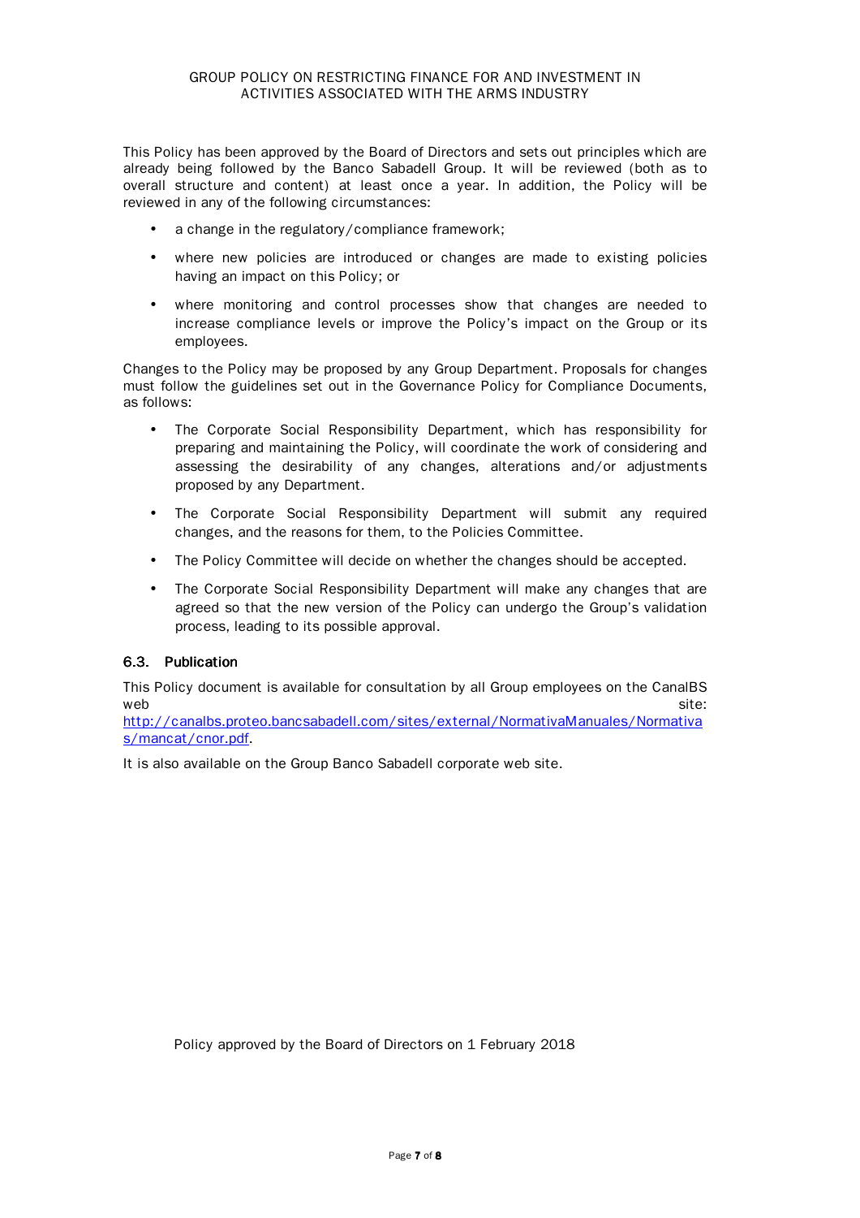This Policy has been approved by the Board of Directors and sets out principles which are already being followed by the Banco Sabadell Group. It will be reviewed (both as to overall structure and content) at least once a year. In addition, the Policy will be reviewed in any of the following circumstances:

- a change in the regulatory/compliance framework;
- where new policies are introduced or changes are made to existing policies having an impact on this Policy; or
- where monitoring and control processes show that changes are needed to increase compliance levels or improve the Policy's impact on the Group or its employees.

Changes to the Policy may be proposed by any Group Department. Proposals for changes must follow the guidelines set out in the Governance Policy for Compliance Documents, as follows:

- The Corporate Social Responsibility Department, which has responsibility for preparing and maintaining the Policy, will coordinate the work of considering and assessing the desirability of any changes, alterations and/or adjustments proposed by any Department.
- The Corporate Social Responsibility Department will submit any required changes, and the reasons for them, to the Policies Committee.
- The Policy Committee will decide on whether the changes should be accepted.
- The Corporate Social Responsibility Department will make any changes that are agreed so that the new version of the Policy can undergo the Group's validation process, leading to its possible approval.

### 6.3. Publication

This Policy document is available for consultation by all Group employees on the CanalBS web site: http://canalbs.proteo.bancsabadell.com/sites/external/NormativaManuales/Normativas/mancat/cnor.pdf.

It is also available on the Group Banco Sabadell corporate web site.

Policy approved by the Board of Directors on 1 February 2018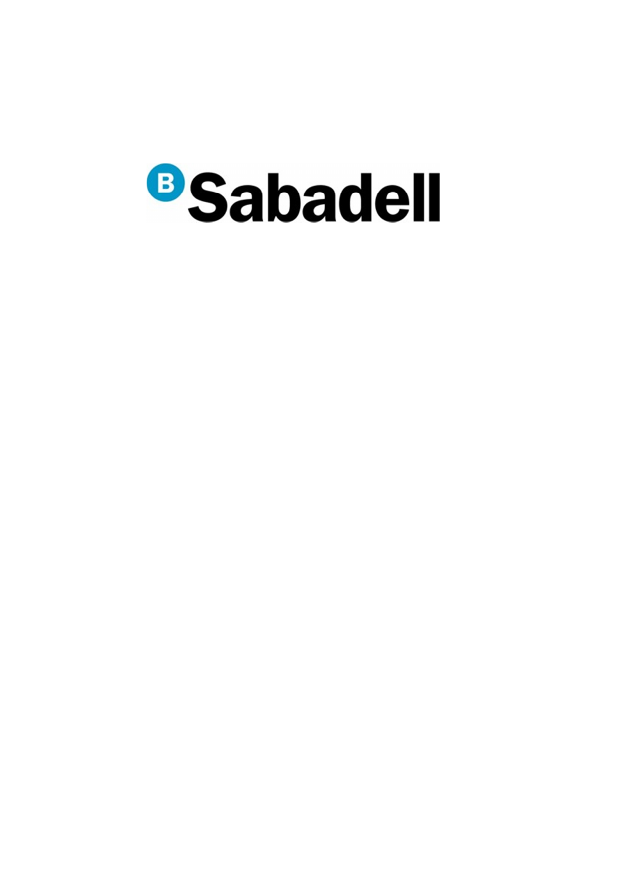Sabadell